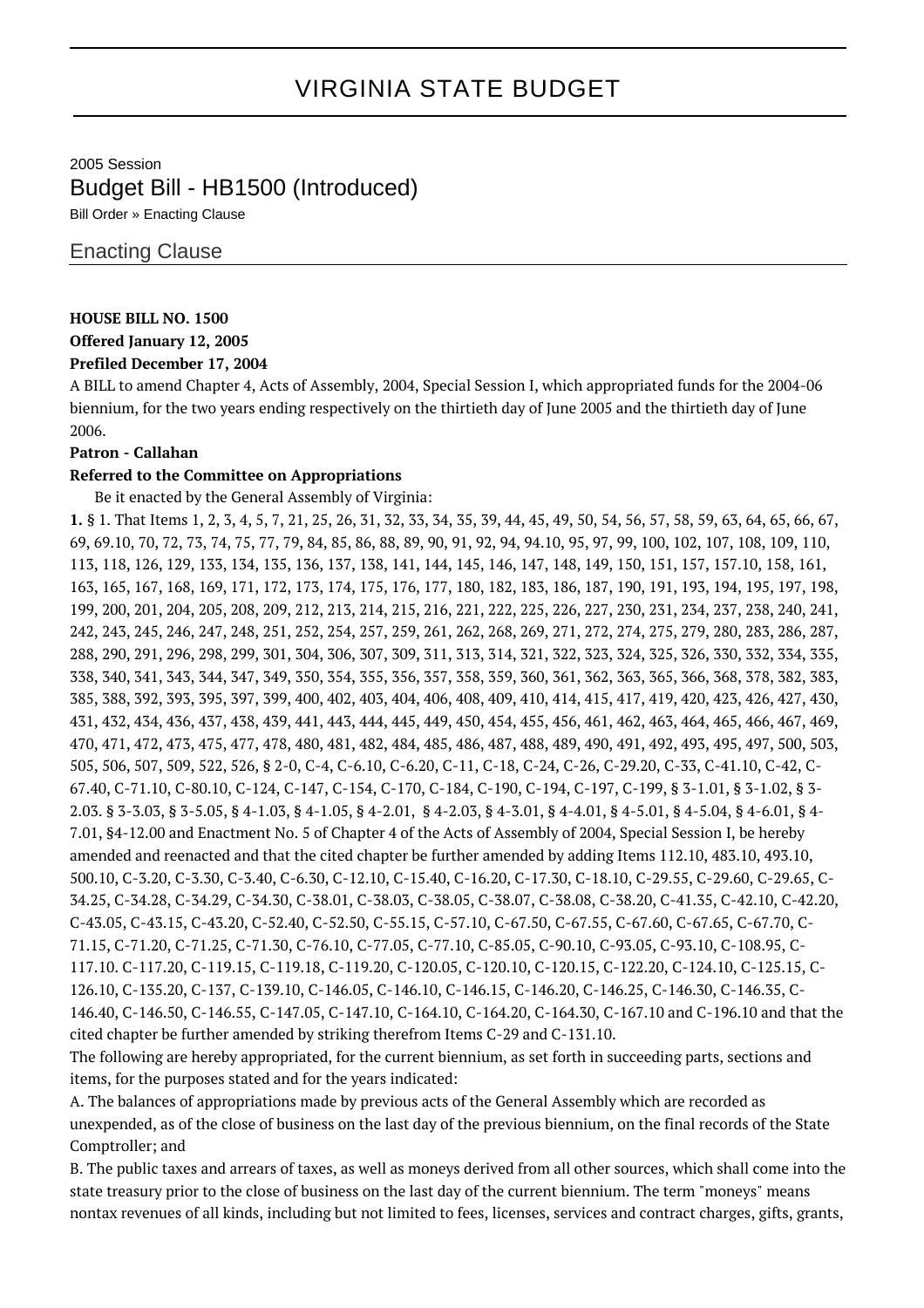# VIRGINIA STATE BUDGET

2005 Session

## Budget Bill - HB1500 (Introduced)

Bill Order » Enacting Clause

### Enacting Clause

**HOUSE BILL NO. 1500**

**Offered January 12, 2005**

**Prefiled December 17, 2004**

A BILL to amend Chapter 4, Acts of Assembly, 2004, Special Session I, which appropriated funds for the 2004-06 biennium, for the two years ending respectively on the thirtieth day of June 2005 and the thirtieth day of June 2006.

**Patron - Callahan**

**Referred to the Committee on Appropriations**

Be it enacted by the General Assembly of Virginia:

**1.** § 1. That Items 1, 2, 3, 4, 5, 7, 21, 25, 26, 31, 32, 33, 34, 35, 39, 44, 45, 49, 50, 54, 56, 57, 58, 59, 63, 64, 65, 66, 67, 69, 69.10, 70, 72, 73, 74, 75, 77, 79, 84, 85, 86, 88, 89, 90, 91, 92, 94, 94.10, 95, 97, 99, 100, 102, 107, 108, 109, 110, 113, 118, 126, 129, 133, 134, 135, 136, 137, 138, 141, 144, 145, 146, 147, 148, 149, 150, 151, 157, 157.10, 158, 161, 163, 165, 167, 168, 169, 171, 172, 173, 174, 175, 176, 177, 180, 182, 183, 186, 187, 190, 191, 193, 194, 195, 197, 198, 199, 200, 201, 204, 205, 208, 209, 212, 213, 214, 215, 216, 221, 222, 225, 226, 227, 230, 231, 234, 237, 238, 240, 241, 242, 243, 245, 246, 247, 248, 251, 252, 254, 257, 259, 261, 262, 268, 269, 271, 272, 274, 275, 279, 280, 283, 286, 287, 288, 290, 291, 296, 298, 299, 301, 304, 306, 307, 309, 311, 313, 314, 321, 322, 323, 324, 325, 326, 330, 332, 334, 335, 338, 340, 341, 343, 344, 347, 349, 350, 354, 355, 356, 357, 358, 359, 360, 361, 362, 363, 365, 366, 368, 378, 382, 383, 385, 388, 392, 393, 395, 397, 399, 400, 402, 403, 404, 406, 408, 409, 410, 414, 415, 417, 419, 420, 423, 426, 427, 430, 431, 432, 434, 436, 437, 438, 439, 441, 443, 444, 445, 449, 450, 454, 455, 456, 461, 462, 463, 464, 465, 466, 467, 469, 470, 471, 472, 473, 475, 477, 478, 480, 481, 482, 484, 485, 486, 487, 488, 489, 490, 491, 492, 493, 495, 497, 500, 503, 505, 506, 507, 509, 522, 526, § 2-0, C-4, C-6.10, C-6.20, C-11, C-18, C-24, C-26, C-29.20, C-33, C-41.10, C-42, C-67.40, C-71.10, C-80.10, C-124, C-147, C-154, C-170, C-184, C-190, C-194, C-197, C-199, § 3-1.01, § 3-1.02, § 3-2.03. § 3-3.03, § 3-5.05, § 4-1.03, § 4-1.05, § 4-2.01, § 4-2.03, § 4-3.01, § 4-4.01, § 4-5.01, § 4-5.04, § 4-6.01, § 4-7.01, §4-12.00 and Enactment No. 5 of Chapter 4 of the Acts of Assembly of 2004, Special Session I, be hereby amended and reenacted and that the cited chapter be further amended by adding Items 112.10, 483.10, 493.10, 500.10, C-3.20, C-3.30, C-3.40, C-6.30, C-12.10, C-15.40, C-16.20, C-17.30, C-18.10, C-29.55, C-29.60, C-29.65, C-34.25, C-34.28, C-34.29, C-34.30, C-38.01, C-38.03, C-38.05, C-38.07, C-38.08, C-38.20, C-41.35, C-42.10, C-42.20, C-43.05, C-43.15, C-43.20, C-52.40, C-52.50, C-55.15, C-57.10, C-67.50, C-67.55, C-67.60, C-67.65, C-67.70, C-71.15, C-71.20, C-71.25, C-71.30, C-76.10, C-77.05, C-77.10, C-85.05, C-90.10, C-93.05, C-93.10, C-108.95, C-117.10. C-117.20, C-119.15, C-119.18, C-119.20, C-120.05, C-120.10, C-120.15, C-122.20, C-124.10, C-125.15, C-126.10, C-135.20, C-137, C-139.10, C-146.05, C-146.10, C-146.15, C-146.20, C-146.25, C-146.30, C-146.35, C-146.40, C-146.50, C-146.55, C-147.05, C-147.10, C-164.10, C-164.20, C-164.30, C-167.10 and C-196.10 and that the cited chapter be further amended by striking therefrom Items C-29 and C-131.10.

The following are hereby appropriated, for the current biennium, as set forth in succeeding parts, sections and items, for the purposes stated and for the years indicated:

A. The balances of appropriations made by previous acts of the General Assembly which are recorded as unexpended, as of the close of business on the last day of the previous biennium, on the final records of the State Comptroller; and

B. The public taxes and arrears of taxes, as well as moneys derived from all other sources, which shall come into the state treasury prior to the close of business on the last day of the current biennium. The term "moneys" means nontax revenues of all kinds, including but not limited to fees, licenses, services and contract charges, gifts, grants,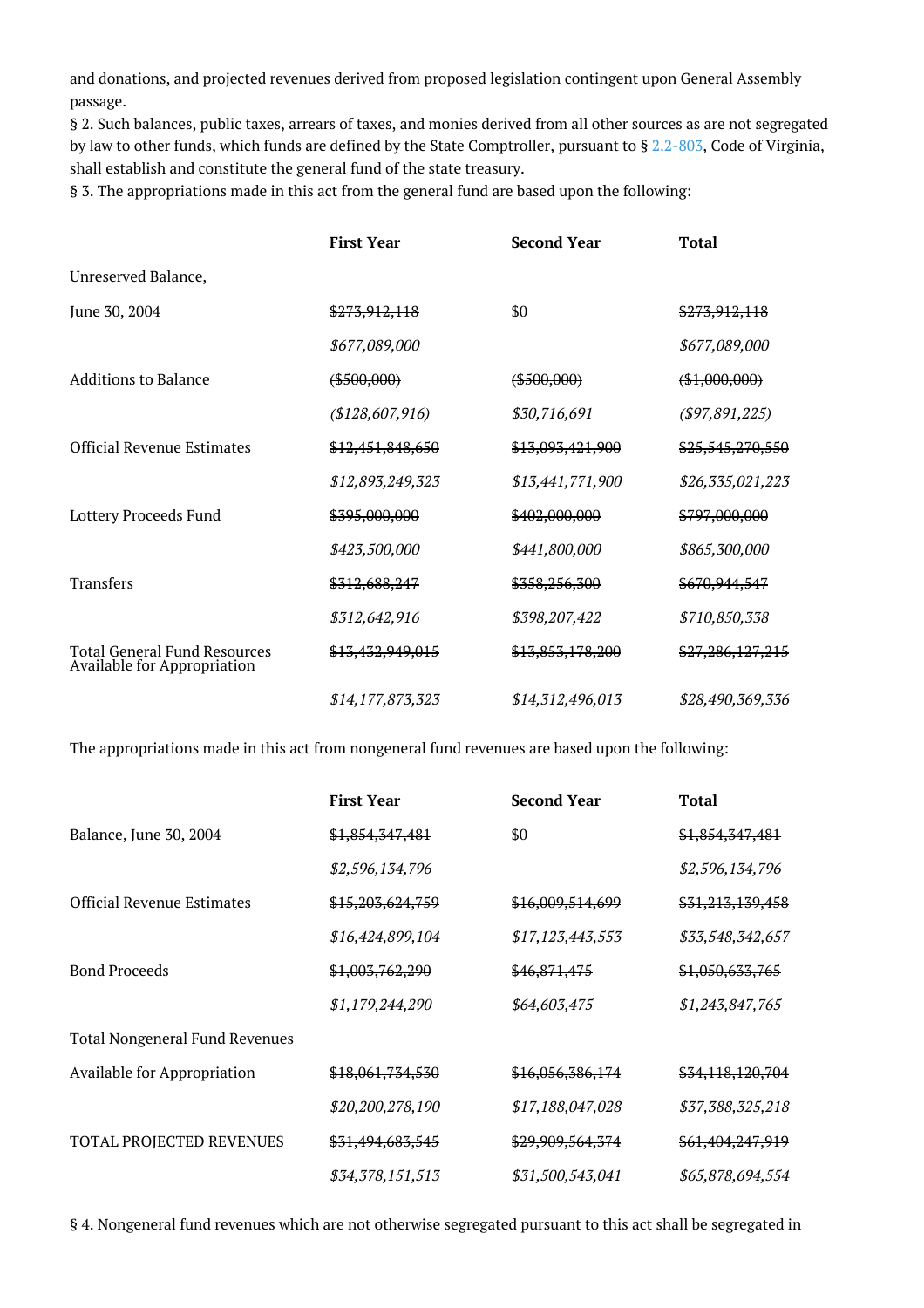and donations, and projected revenues derived from proposed legislation contingent upon General Assembly passage.

§ 2. Such balances, public taxes, arrears of taxes, and monies derived from all other sources as are not segregated by law to other funds, which funds are defined by the State Comptroller, pursuant to § 2.2-803, Code of Virginia, shall establish and constitute the general fund of the state treasury.

§ 3. The appropriations made in this act from the general fund are based upon the following:

| | First Year | Second Year | Total |
|---|---|---|---|
| Unreserved Balance, | | | |
| June 30, 2004 | ~~$273,912,118~~ | $0 | ~~$273,912,118~~ |
| | *$677,089,000* | | *$677,089,000* |
| Additions to Balance | ~~($500,000)~~ | ~~($500,000)~~ | ~~($1,000,000)~~ |
| | *($128,607,916)* | *$30,716,691* | *($97,891,225)* |
| Official Revenue Estimates | ~~$12,451,848,650~~ | ~~$13,093,421,900~~ | ~~$25,545,270,550~~ |
| | *$12,893,249,323* | *$13,441,771,900* | *$26,335,021,223* |
| Lottery Proceeds Fund | ~~$395,000,000~~ | ~~$402,000,000~~ | ~~$797,000,000~~ |
| | *$423,500,000* | *$441,800,000* | *$865,300,000* |
| Transfers | ~~$312,688,247~~ | ~~$358,256,300~~ | ~~$670,944,547~~ |
| | *$312,642,916* | *$398,207,422* | *$710,850,338* |
| Total General Fund Resources Available for Appropriation | ~~$13,432,949,015~~ | ~~$13,853,178,200~~ | ~~$27,286,127,215~~ |
| | *$14,177,873,323* | *$14,312,496,013* | *$28,490,369,336* |

The appropriations made in this act from nongeneral fund revenues are based upon the following:

| | First Year | Second Year | Total |
|---|---|---|---|
| Balance, June 30, 2004 | ~~$1,854,347,481~~ | $0 | ~~$1,854,347,481~~ |
| | *$2,596,134,796* | | *$2,596,134,796* |
| Official Revenue Estimates | ~~$15,203,624,759~~ | ~~$16,009,514,699~~ | ~~$31,213,139,458~~ |
| | *$16,424,899,104* | *$17,123,443,553* | *$33,548,342,657* |
| Bond Proceeds | ~~$1,003,762,290~~ | ~~$46,871,475~~ | ~~$1,050,633,765~~ |
| | *$1,179,244,290* | *$64,603,475* | *$1,243,847,765* |
| Total Nongeneral Fund Revenues | | | |
| Available for Appropriation | ~~$18,061,734,530~~ | ~~$16,056,386,174~~ | ~~$34,118,120,704~~ |
| | *$20,200,278,190* | *$17,188,047,028* | *$37,388,325,218* |
| TOTAL PROJECTED REVENUES | ~~$31,494,683,545~~ | ~~$29,909,564,374~~ | ~~$61,404,247,919~~ |
| | *$34,378,151,513* | *$31,500,543,041* | *$65,878,694,554* |

§ 4. Nongeneral fund revenues which are not otherwise segregated pursuant to this act shall be segregated in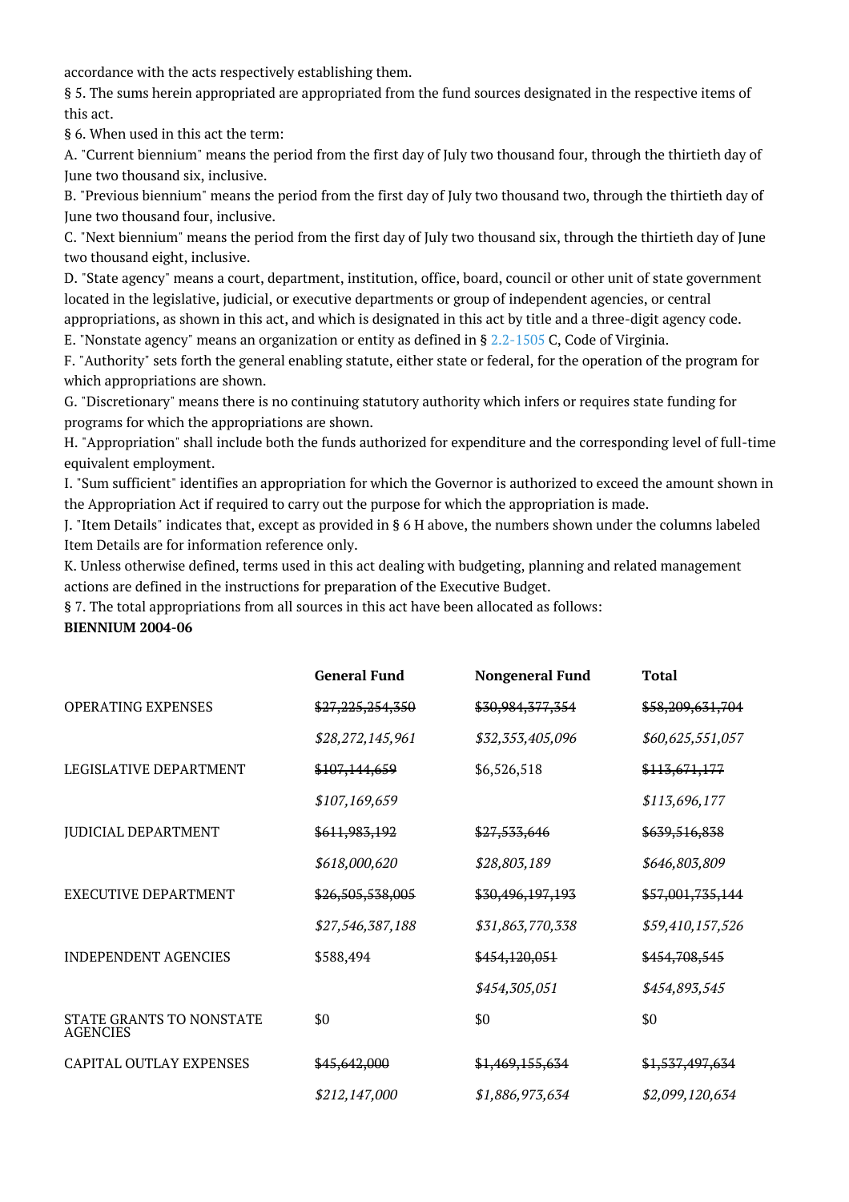accordance with the acts respectively establishing them.

§ 5. The sums herein appropriated are appropriated from the fund sources designated in the respective items of this act.

§ 6. When used in this act the term:

A. "Current biennium" means the period from the first day of July two thousand four, through the thirtieth day of June two thousand six, inclusive.

B. "Previous biennium" means the period from the first day of July two thousand two, through the thirtieth day of June two thousand four, inclusive.

C. "Next biennium" means the period from the first day of July two thousand six, through the thirtieth day of June two thousand eight, inclusive.

D. "State agency" means a court, department, institution, office, board, council or other unit of state government located in the legislative, judicial, or executive departments or group of independent agencies, or central appropriations, as shown in this act, and which is designated in this act by title and a three-digit agency code.

E. "Nonstate agency" means an organization or entity as defined in § 2.2-1505 C, Code of Virginia.

F. "Authority" sets forth the general enabling statute, either state or federal, for the operation of the program for which appropriations are shown.

G. "Discretionary" means there is no continuing statutory authority which infers or requires state funding for programs for which the appropriations are shown.

H. "Appropriation" shall include both the funds authorized for expenditure and the corresponding level of full-time equivalent employment.

I. "Sum sufficient" identifies an appropriation for which the Governor is authorized to exceed the amount shown in the Appropriation Act if required to carry out the purpose for which the appropriation is made.

J. "Item Details" indicates that, except as provided in § 6 H above, the numbers shown under the columns labeled Item Details are for information reference only.

K. Unless otherwise defined, terms used in this act dealing with budgeting, planning and related management actions are defined in the instructions for preparation of the Executive Budget.

§ 7. The total appropriations from all sources in this act have been allocated as follows:

**BIENNIUM 2004-06**

| | General Fund | Nongeneral Fund | Total |
|---|---|---|---|
| OPERATING EXPENSES | ~~$27,225,254,350~~ | ~~$30,984,377,354~~ | ~~$58,209,631,704~~ |
| | *$28,272,145,961* | *$32,353,405,096* | *$60,625,551,057* |
| LEGISLATIVE DEPARTMENT | ~~$107,144,659~~ | $6,526,518 | ~~$113,671,177~~ |
| | *$107,169,659* | | *$113,696,177* |
| JUDICIAL DEPARTMENT | ~~$611,983,192~~ | ~~$27,533,646~~ | ~~$639,516,838~~ |
| | *$618,000,620* | *$28,803,189* | *$646,803,809* |
| EXECUTIVE DEPARTMENT | ~~$26,505,538,005~~ | ~~$30,496,197,193~~ | ~~$57,001,735,144~~ |
| | *$27,546,387,188* | *$31,863,770,338* | *$59,410,157,526* |
| INDEPENDENT AGENCIES | $588,494 | ~~$454,120,051~~ | ~~$454,708,545~~ |
| | | *$454,305,051* | *$454,893,545* |
| STATE GRANTS TO NONSTATE AGENCIES | $0 | $0 | $0 |
| CAPITAL OUTLAY EXPENSES | ~~$45,642,000~~ | ~~$1,469,155,634~~ | ~~$1,537,497,634~~ |
| | *$212,147,000* | *$1,886,973,634* | *$2,099,120,634* |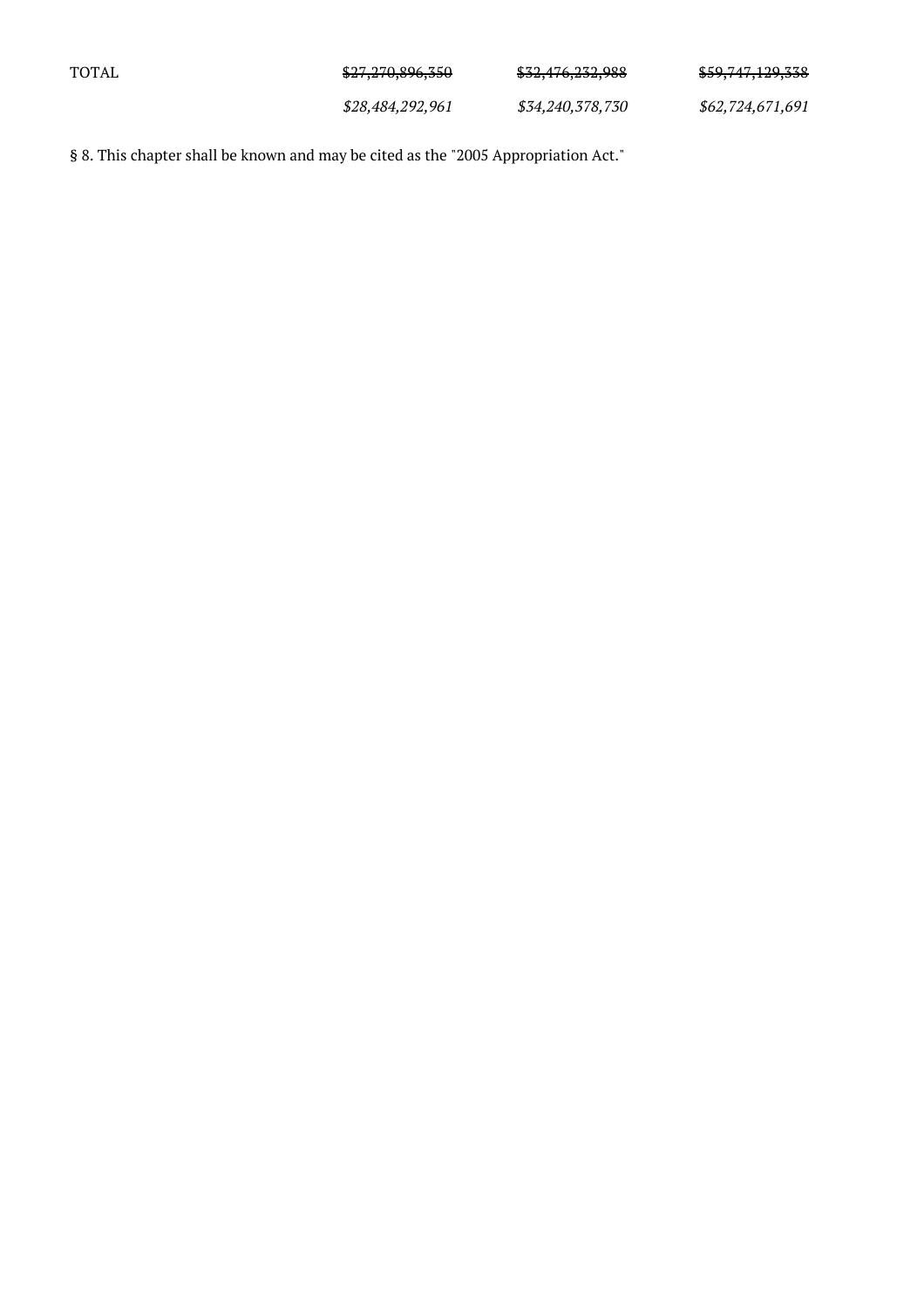| | | | |
|---|---|---|---|
| TOTAL | ~~$27,270,896,350~~ | ~~$32,476,232,988~~ | ~~$59,747,129,338~~ |
| | *$28,484,292,961* | *$34,240,378,730* | *$62,724,671,691* |

§ 8. This chapter shall be known and may be cited as the "2005 Appropriation Act."